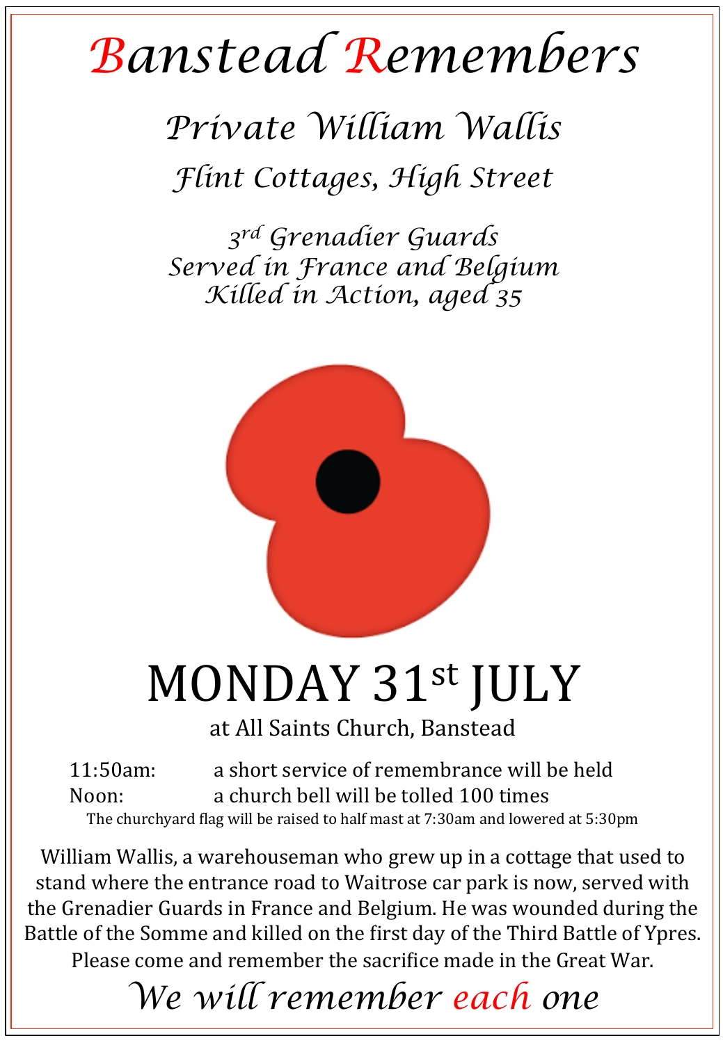# Banstead Remembers

## *Private William Wallis*

*Flint Cottages, High Street*

*3rd Grenadier Guards*
*Served in France and Belgium*
*Killed in Action, aged 35*

# MONDAY 31st JULY

at All Saints Church, Banstead

11:50am: a short service of remembrance will be held
Noon: a church bell will be tolled 100 times

The churchyard flag will be raised to half mast at 7:30am and lowered at 5:30pm

William Wallis, a warehouseman who grew up in a cottage that used to stand where the entrance road to Waitrose car park is now, served with the Grenadier Guards in France and Belgium. He was wounded during the Battle of the Somme and killed on the first day of the Third Battle of Ypres. Please come and remember the sacrifice made in the Great War.

*We will remember each one*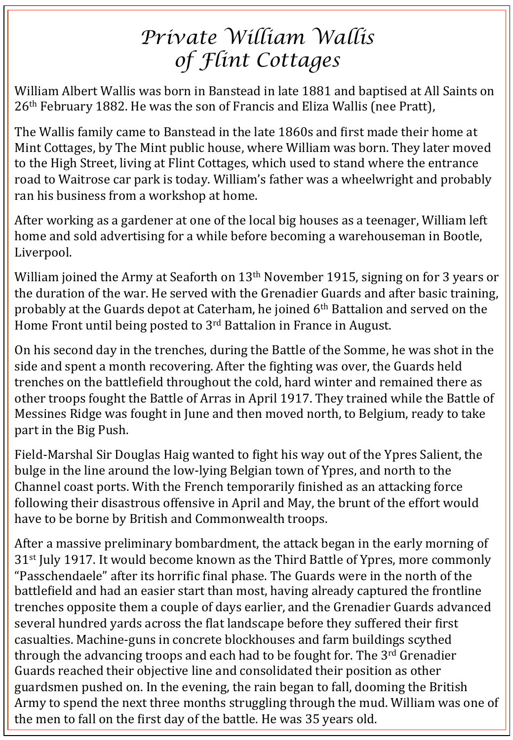# *Private William Wallis of Flint Cottages*

William Albert Wallis was born in Banstead in late 1881 and baptised at All Saints on 26th February 1882. He was the son of Francis and Eliza Wallis (nee Pratt),

The Wallis family came to Banstead in the late 1860s and first made their home at Mint Cottages, by The Mint public house, where William was born. They later moved to the High Street, living at Flint Cottages, which used to stand where the entrance road to Waitrose car park is today. William's father was a wheelwright and probably ran his business from a workshop at home.

After working as a gardener at one of the local big houses as a teenager, William left home and sold advertising for a while before becoming a warehouseman in Bootle, Liverpool.

William joined the Army at Seaforth on 13th November 1915, signing on for 3 years or the duration of the war. He served with the Grenadier Guards and after basic training, probably at the Guards depot at Caterham, he joined 6th Battalion and served on the Home Front until being posted to 3rd Battalion in France in August.

On his second day in the trenches, during the Battle of the Somme, he was shot in the side and spent a month recovering. After the fighting was over, the Guards held trenches on the battlefield throughout the cold, hard winter and remained there as other troops fought the Battle of Arras in April 1917. They trained while the Battle of Messines Ridge was fought in June and then moved north, to Belgium, ready to take part in the Big Push.

Field-Marshal Sir Douglas Haig wanted to fight his way out of the Ypres Salient, the bulge in the line around the low-lying Belgian town of Ypres, and north to the Channel coast ports. With the French temporarily finished as an attacking force following their disastrous offensive in April and May, the brunt of the effort would have to be borne by British and Commonwealth troops.

After a massive preliminary bombardment, the attack began in the early morning of 31st July 1917. It would become known as the Third Battle of Ypres, more commonly "Passchendaele" after its horrific final phase. The Guards were in the north of the battlefield and had an easier start than most, having already captured the frontline trenches opposite them a couple of days earlier, and the Grenadier Guards advanced several hundred yards across the flat landscape before they suffered their first casualties. Machine-guns in concrete blockhouses and farm buildings scythed through the advancing troops and each had to be fought for. The 3rd Grenadier Guards reached their objective line and consolidated their position as other guardsmen pushed on. In the evening, the rain began to fall, dooming the British Army to spend the next three months struggling through the mud. William was one of the men to fall on the first day of the battle. He was 35 years old.